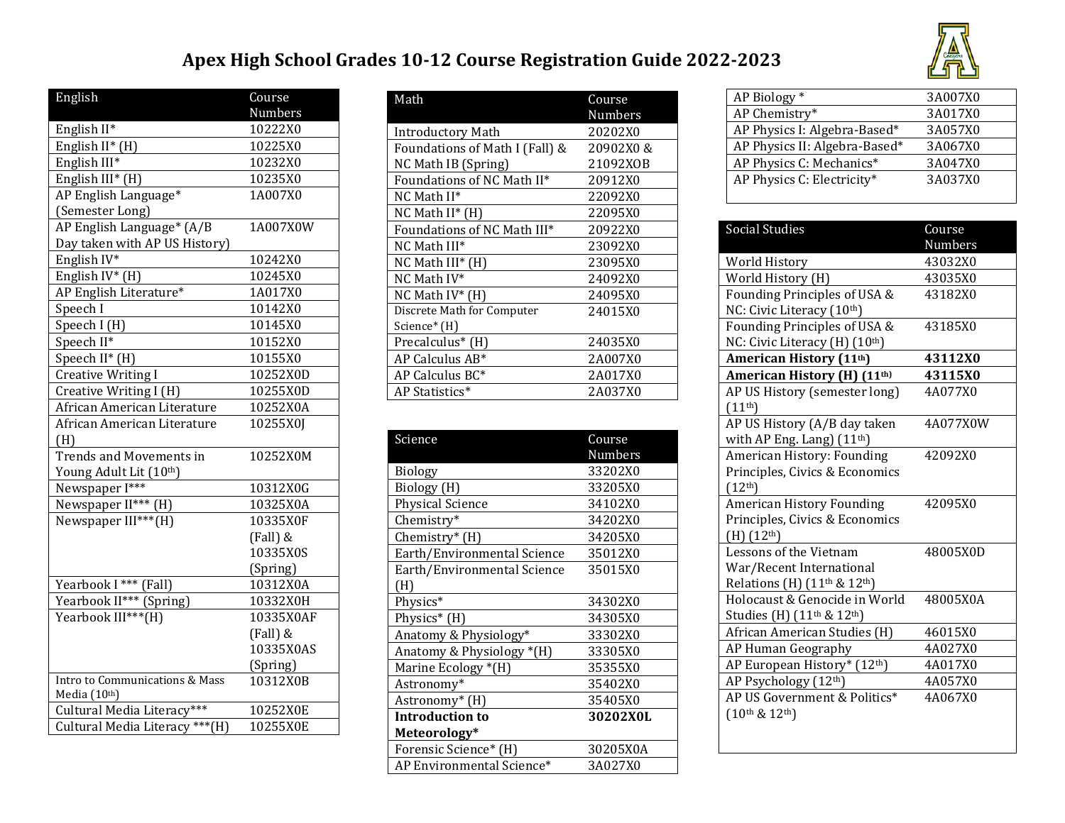# Apex High School Grades 10-12 Course Registration Guide 2022-2023

| English | Course Numbers |
| --- | --- |
| English II* | 10222X0 |
| English II* (H) | 10225X0 |
| English III* | 10232X0 |
| English III* (H) | 10235X0 |
| AP English Language* (Semester Long) | 1A007X0 |
| AP English Language* (A/B Day taken with AP US History) | 1A007X0W |
| English IV* | 10242X0 |
| English IV* (H) | 10245X0 |
| AP English Literature* | 1A017X0 |
| Speech I | 10142X0 |
| Speech I (H) | 10145X0 |
| Speech II* | 10152X0 |
| Speech II* (H) | 10155X0 |
| Creative Writing I | 10252X0D |
| Creative Writing I (H) | 10255X0D |
| African American Literature | 10252X0A |
| African American Literature (H) | 10255X0J |
| Trends and Movements in Young Adult Lit (10th) | 10252X0M |
| Newspaper I*** | 10312X0G |
| Newspaper II*** (H) | 10325X0A |
| Newspaper III***(H) | 10335X0F (Fall) & 10335X0S (Spring) |
| Yearbook I *** (Fall) | 10312X0A |
| Yearbook II*** (Spring) | 10332X0H |
| Yearbook III***(H) | 10335X0AF (Fall) & 10335X0AS (Spring) |
| Intro to Communications & Mass Media (10th) | 10312X0B |
| Cultural Media Literacy*** | 10252X0E |
| Cultural Media Literacy ***(H) | 10255X0E |

| Math | Course Numbers |
| --- | --- |
| Introductory Math | 20202X0 |
| Foundations of Math I (Fall) & NC Math IB (Spring) | 20902X0 & 21092X0B |
| Foundations of NC Math II* | 20912X0 |
| NC Math II* | 22092X0 |
| NC Math II* (H) | 22095X0 |
| Foundations of NC Math III* | 20922X0 |
| NC Math III* | 23092X0 |
| NC Math III* (H) | 23095X0 |
| NC Math IV* | 24092X0 |
| NC Math IV* (H) | 24095X0 |
| Discrete Math for Computer Science* (H) | 24015X0 |
| Precalculus* (H) | 24035X0 |
| AP Calculus AB* | 2A007X0 |
| AP Calculus BC* | 2A017X0 |
| AP Statistics* | 2A037X0 |

| Science | Course Numbers |
| --- | --- |
| Biology | 33202X0 |
| Biology (H) | 33205X0 |
| Physical Science | 34102X0 |
| Chemistry* | 34202X0 |
| Chemistry* (H) | 34205X0 |
| Earth/Environmental Science | 35012X0 |
| Earth/Environmental Science (H) | 35015X0 |
| Physics* | 34302X0 |
| Physics* (H) | 34305X0 |
| Anatomy & Physiology* | 33302X0 |
| Anatomy & Physiology *(H) | 33305X0 |
| Marine Ecology *(H) | 35355X0 |
| Astronomy* | 35402X0 |
| Astronomy* (H) | 35405X0 |
| **Introduction to Meteorology*** | **30202X0L** |
| Forensic Science* (H) | 30205X0A |
| AP Environmental Science* | 3A027X0 |
| AP Biology * | 3A007X0 |
| AP Chemistry* | 3A017X0 |
| AP Physics I: Algebra-Based* | 3A057X0 |
| AP Physics II: Algebra-Based* | 3A067X0 |
| AP Physics C: Mechanics* | 3A047X0 |
| AP Physics C: Electricity* | 3A037X0 |

| Social Studies | Course Numbers |
| --- | --- |
| World History | 43032X0 |
| World History (H) | 43035X0 |
| Founding Principles of USA & NC: Civic Literacy (10th) | 43182X0 |
| Founding Principles of USA & NC: Civic Literacy (H) (10th) | 43185X0 |
| **American History (11th)** | **43112X0** |
| **American History (H) (11th)** | **43115X0** |
| AP US History (semester long) (11th) | 4A077X0 |
| AP US History (A/B day taken with AP Eng. Lang) (11th) | 4A077X0W |
| American History: Founding Principles, Civics & Economics (12th) | 42092X0 |
| American History Founding Principles, Civics & Economics (H) (12th) | 42095X0 |
| Lessons of the Vietnam War/Recent International Relations (H) (11th & 12th) | 48005X0D |
| Holocaust & Genocide in World Studies (H) (11th & 12th) | 48005X0A |
| African American Studies (H) | 46015X0 |
| AP Human Geography | 4A027X0 |
| AP European History* (12th) | 4A017X0 |
| AP Psychology (12th) | 4A057X0 |
| AP US Government & Politics* (10th & 12th) | 4A067X0 |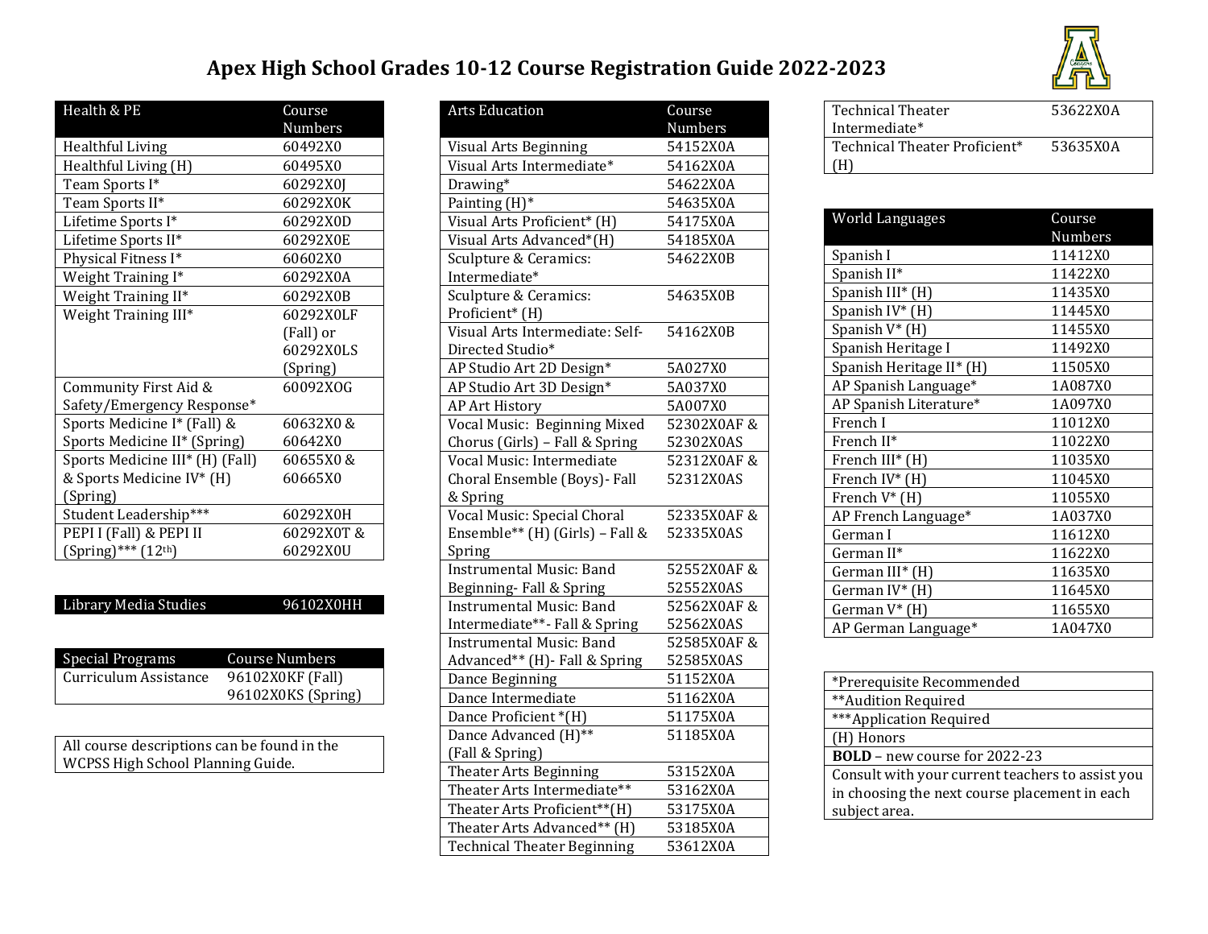# Apex High School Grades 10-12 Course Registration Guide 2022-2023

| Health & PE | Course Numbers |
| --- | --- |
| Healthful Living | 60492X0 |
| Healthful Living (H) | 60495X0 |
| Team Sports I* | 60292X0J |
| Team Sports II* | 60292X0K |
| Lifetime Sports I* | 60292X0D |
| Lifetime Sports II* | 60292X0E |
| Physical Fitness I* | 60602X0 |
| Weight Training I* | 60292X0A |
| Weight Training II* | 60292X0B |
| Weight Training III* | 60292X0LF (Fall) or 60292X0LS (Spring) |
| Community First Aid & Safety/Emergency Response* | 60092XOG |
| Sports Medicine I* (Fall) & Sports Medicine II* (Spring) | 60632X0 & 60642X0 |
| Sports Medicine III* (H) (Fall) & Sports Medicine IV* (H) (Spring) | 60655X0 & 60665X0 |
| Student Leadership*** | 60292X0H |
| PEPI I (Fall) & PEPI II (Spring)*** (12th) | 60292X0T & 60292X0U |

| Library Media Studies | 96102X0HH |
| --- | --- |

| Special Programs | Course Numbers |
| --- | --- |
| Curriculum Assistance | 96102X0KF (Fall) 96102X0KS (Spring) |

All course descriptions can be found in the WCPSS High School Planning Guide.

| Arts Education | Course Numbers |
| --- | --- |
| Visual Arts Beginning | 54152X0A |
| Visual Arts Intermediate* | 54162X0A |
| Drawing* | 54622X0A |
| Painting (H)* | 54635X0A |
| Visual Arts Proficient* (H) | 54175X0A |
| Visual Arts Advanced*(H) | 54185X0A |
| Sculpture & Ceramics: Intermediate* | 54622X0B |
| Sculpture & Ceramics: Proficient* (H) | 54635X0B |
| Visual Arts Intermediate: Self-Directed Studio* | 54162X0B |
| AP Studio Art 2D Design* | 5A027X0 |
| AP Studio Art 3D Design* | 5A037X0 |
| AP Art History | 5A007X0 |
| Vocal Music: Beginning Mixed Chorus (Girls) – Fall & Spring | 52302X0AF & 52302X0AS |
| Vocal Music: Intermediate Choral Ensemble (Boys)- Fall & Spring | 52312X0AF & 52312X0AS |
| Vocal Music: Special Choral Ensemble** (H) (Girls) – Fall & Spring | 52335X0AF & 52335X0AS |
| Instrumental Music: Band Beginning- Fall & Spring | 52552X0AF & 52552X0AS |
| Instrumental Music: Band Intermediate**- Fall & Spring | 52562X0AF & 52562X0AS |
| Instrumental Music: Band Advanced** (H)- Fall & Spring | 52585X0AF & 52585X0AS |
| Dance Beginning | 51152X0A |
| Dance Intermediate | 51162X0A |
| Dance Proficient *(H) | 51175X0A |
| Dance Advanced (H)** (Fall & Spring) | 51185X0A |
| Theater Arts Beginning | 53152X0A |
| Theater Arts Intermediate** | 53162X0A |
| Theater Arts Proficient**(H) | 53175X0A |
| Theater Arts Advanced** (H) | 53185X0A |
| Technical Theater Beginning | 53612X0A |
| Technical Theater Intermediate* | 53622X0A |
| Technical Theater Proficient* (H) | 53635X0A |

| World Languages | Course Numbers |
| --- | --- |
| Spanish I | 11412X0 |
| Spanish II* | 11422X0 |
| Spanish III* (H) | 11435X0 |
| Spanish IV* (H) | 11445X0 |
| Spanish V* (H) | 11455X0 |
| Spanish Heritage I | 11492X0 |
| Spanish Heritage II* (H) | 11505X0 |
| AP Spanish Language* | 1A087X0 |
| AP Spanish Literature* | 1A097X0 |
| French I | 11012X0 |
| French II* | 11022X0 |
| French III* (H) | 11035X0 |
| French IV* (H) | 11045X0 |
| French V* (H) | 11055X0 |
| AP French Language* | 1A037X0 |
| German I | 11612X0 |
| German II* | 11622X0 |
| German III* (H) | 11635X0 |
| German IV* (H) | 11645X0 |
| German V* (H) | 11655X0 |
| AP German Language* | 1A047X0 |

| *Prerequisite Recommended |
| --- |
| **Audition Required |
| ***Application Required |
| (H) Honors |
| **BOLD** – new course for 2022-23 |
| Consult with your current teachers to assist you in choosing the next course placement in each subject area. |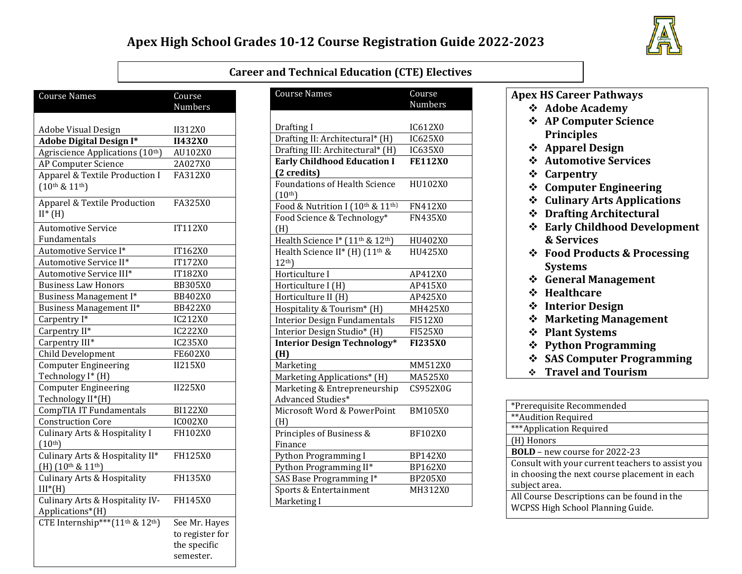# Apex High School Grades 10-12 Course Registration Guide 2022-2023

## Career and Technical Education (CTE) Electives

| Course Names | Course Numbers |
|---|---|
| Adobe Visual Design | II312X0 |
| **Adobe Digital Design I*** | **II432X0** |
| Agriscience Applications (10th) | AU102X0 |
| AP Computer Science | 2A027X0 |
| Apparel & Textile Production I (10th & 11th) | FA312X0 |
| Apparel & Textile Production II* (H) | FA325X0 |
| Automotive Service Fundamentals | IT112X0 |
| Automotive Service I* | IT162X0 |
| Automotive Service II* | IT172X0 |
| Automotive Service III* | IT182X0 |
| Business Law Honors | BB305X0 |
| Business Management I* | BB402X0 |
| Business Management II* | BB422X0 |
| Carpentry I* | IC212X0 |
| Carpentry II* | IC222X0 |
| Carpentry III* | IC235X0 |
| Child Development | FE602X0 |
| Computer Engineering Technology I* (H) | II215X0 |
| Computer Engineering Technology II*(H) | II225X0 |
| CompTIA IT Fundamentals | BI122X0 |
| Construction Core | IC002X0 |
| Culinary Arts & Hospitality I (10th) | FH102X0 |
| Culinary Arts & Hospitality II* (H) (10th & 11th) | FH125X0 |
| Culinary Arts & Hospitality III*(H) | FH135X0 |
| Culinary Arts & Hospitality IV-Applications*(H) | FH145X0 |
| CTE Internship***(11th & 12th) | See Mr. Hayes to register for the specific semester. |

| Course Names | Course Numbers |
|---|---|
| Drafting I | IC612X0 |
| Drafting II: Architectural* (H) | IC625X0 |
| Drafting III: Architectural* (H) | IC635X0 |
| **Early Childhood Education I (2 credits)** | **FE112X0** |
| Foundations of Health Science (10th) | HU102X0 |
| Food & Nutrition I (10th & 11th) | FN412X0 |
| Food Science & Technology* (H) | FN435X0 |
| Health Science I* (11th & 12th) | HU402X0 |
| Health Science II* (H) (11th & 12th) | HU425X0 |
| Horticulture I | AP412X0 |
| Horticulture I (H) | AP415X0 |
| Horticulture II (H) | AP425X0 |
| Hospitality & Tourism* (H) | MH425X0 |
| Interior Design Fundamentals | FI512X0 |
| Interior Design Studio* (H) | FI525X0 |
| **Interior Design Technology* (H)** | **FI235X0** |
| Marketing | MM512X0 |
| Marketing Applications* (H) | MA525X0 |
| Marketing & Entrepreneurship Advanced Studies* | CS952X0G |
| Microsoft Word & PowerPoint (H) | BM105X0 |
| Principles of Business & Finance | BF102X0 |
| Python Programming I | BP142X0 |
| Python Programming II* | BP162X0 |
| SAS Base Programming I* | BP205X0 |
| Sports & Entertainment Marketing I | MH312X0 |

**Apex HS Career Pathways**

- **Adobe Academy**
- **AP Computer Science Principles**
- **Apparel Design**
- **Automotive Services**
- **Carpentry**
- **Computer Engineering**
- **Culinary Arts Applications**
- **Drafting Architectural**
- **Early Childhood Development & Services**
- **Food Products & Processing Systems**
- **General Management**
- **Healthcare**
- **Interior Design**
- **Marketing Management**
- **Plant Systems**
- **Python Programming**
- **SAS Computer Programming**
- **Travel and Tourism**

| |
|---|
| *Prerequisite Recommended |
| **Audition Required |
| ***Application Required |
| (H) Honors |
| **BOLD** – new course for 2022-23 |
| Consult with your current teachers to assist you in choosing the next course placement in each subject area. |
| All Course Descriptions can be found in the WCPSS High School Planning Guide. |